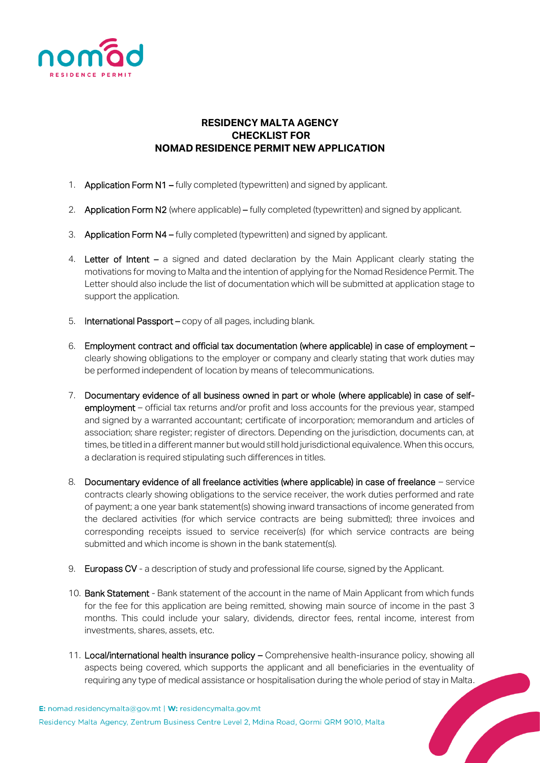## RESIDENCY MALTA AGENCY CHECKLIST FOR NOMAD RESIDENCE PERMIT NEW APPLICATION

1. **Application Form N1 –** fully completed (typewritten) and signed by applicant.
2. **Application Form N2** (where applicable) **–** fully completed (typewritten) and signed by applicant.
3. **Application Form N4 –** fully completed (typewritten) and signed by applicant.
4. **Letter of Intent –** a signed and dated declaration by the Main Applicant clearly stating the motivations for moving to Malta and the intention of applying for the Nomad Residence Permit. The Letter should also include the list of documentation which will be submitted at application stage to support the application.
5. **International Passport –** copy of all pages, including blank.
6. **Employment contract and official tax documentation (where applicable) in case of employment –** clearly showing obligations to the employer or company and clearly stating that work duties may be performed independent of location by means of telecommunications.
7. **Documentary evidence of all business owned in part or whole (where applicable) in case of self-employment** – official tax returns and/or profit and loss accounts for the previous year, stamped and signed by a warranted accountant; certificate of incorporation; memorandum and articles of association; share register; register of directors. Depending on the jurisdiction, documents can, at times, be titled in a different manner but would still hold jurisdictional equivalence. When this occurs, a declaration is required stipulating such differences in titles.
8. **Documentary evidence of all freelance activities (where applicable) in case of freelance** – service contracts clearly showing obligations to the service receiver, the work duties performed and rate of payment; a one year bank statement(s) showing inward transactions of income generated from the declared activities (for which service contracts are being submitted); three invoices and corresponding receipts issued to service receiver(s) (for which service contracts are being submitted and which income is shown in the bank statement(s).
9. **Europass CV** - a description of study and professional life course, signed by the Applicant.
10. **Bank Statement** - Bank statement of the account in the name of Main Applicant from which funds for the fee for this application are being remitted, showing main source of income in the past 3 months. This could include your salary, dividends, director fees, rental income, interest from investments, shares, assets, etc.
11. **Local/international health insurance policy –** Comprehensive health-insurance policy, showing all aspects being covered, which supports the applicant and all beneficiaries in the eventuality of requiring any type of medical assistance or hospitalisation during the whole period of stay in Malta.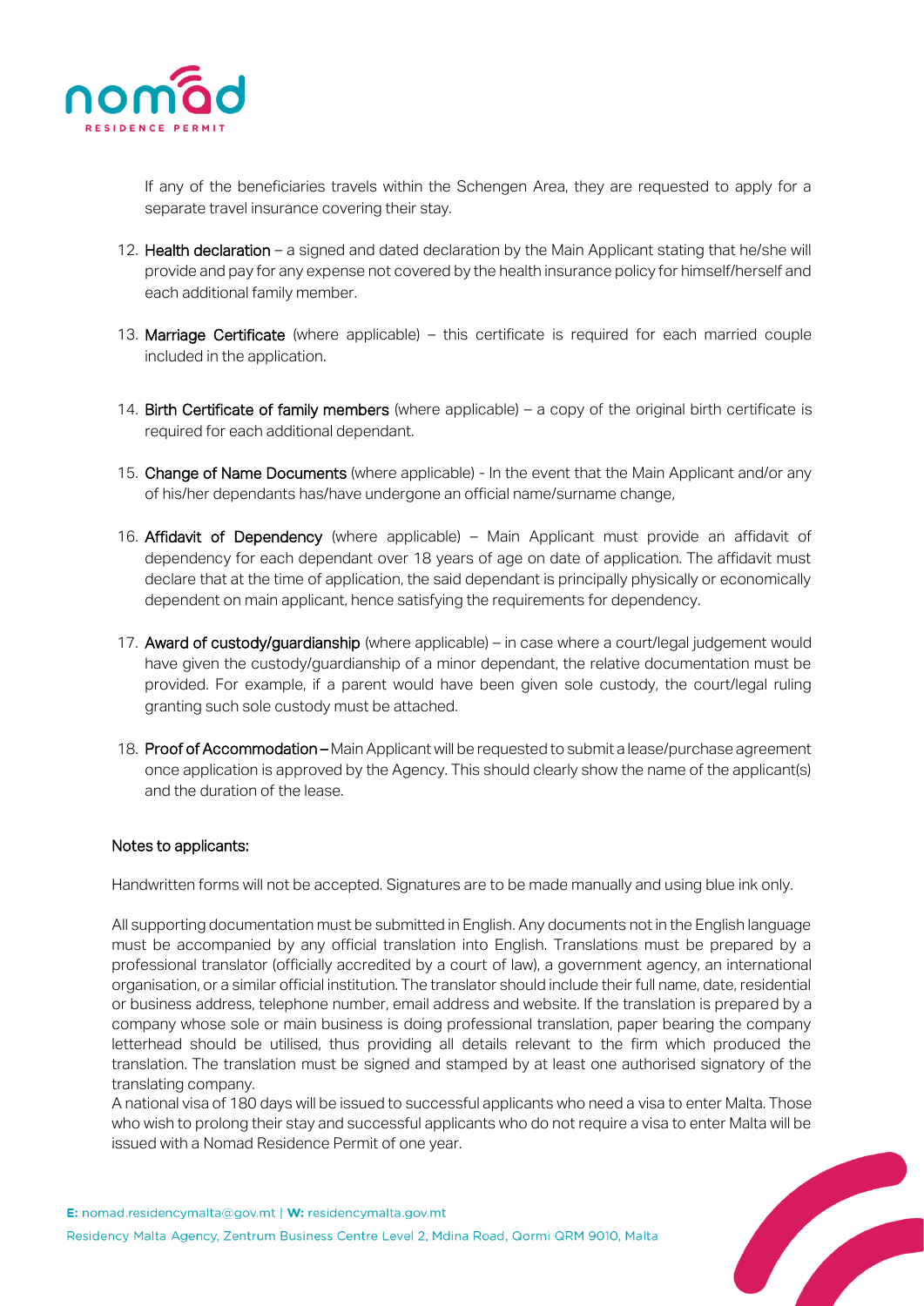If any of the beneficiaries travels within the Schengen Area, they are requested to apply for a separate travel insurance covering their stay.

12. **Health declaration** – a signed and dated declaration by the Main Applicant stating that he/she will provide and pay for any expense not covered by the health insurance policy for himself/herself and each additional family member.

13. **Marriage Certificate** (where applicable) – this certificate is required for each married couple included in the application.

14. **Birth Certificate of family members** (where applicable) – a copy of the original birth certificate is required for each additional dependant.

15. **Change of Name Documents** (where applicable) - In the event that the Main Applicant and/or any of his/her dependants has/have undergone an official name/surname change,

16. **Affidavit of Dependency** (where applicable) – Main Applicant must provide an affidavit of dependency for each dependant over 18 years of age on date of application. The affidavit must declare that at the time of application, the said dependant is principally physically or economically dependent on main applicant, hence satisfying the requirements for dependency.

17. **Award of custody/guardianship** (where applicable) – in case where a court/legal judgement would have given the custody/guardianship of a minor dependant, the relative documentation must be provided. For example, if a parent would have been given sole custody, the court/legal ruling granting such sole custody must be attached.

18. **Proof of Accommodation** – Main Applicant will be requested to submit a lease/purchase agreement once application is approved by the Agency. This should clearly show the name of the applicant(s) and the duration of the lease.

**Notes to applicants:**

Handwritten forms will not be accepted. Signatures are to be made manually and using blue ink only.

All supporting documentation must be submitted in English. Any documents not in the English language must be accompanied by any official translation into English. Translations must be prepared by a professional translator (officially accredited by a court of law), a government agency, an international organisation, or a similar official institution. The translator should include their full name, date, residential or business address, telephone number, email address and website. If the translation is prepared by a company whose sole or main business is doing professional translation, paper bearing the company letterhead should be utilised, thus providing all details relevant to the firm which produced the translation. The translation must be signed and stamped by at least one authorised signatory of the translating company.
A national visa of 180 days will be issued to successful applicants who need a visa to enter Malta. Those who wish to prolong their stay and successful applicants who do not require a visa to enter Malta will be issued with a Nomad Residence Permit of one year.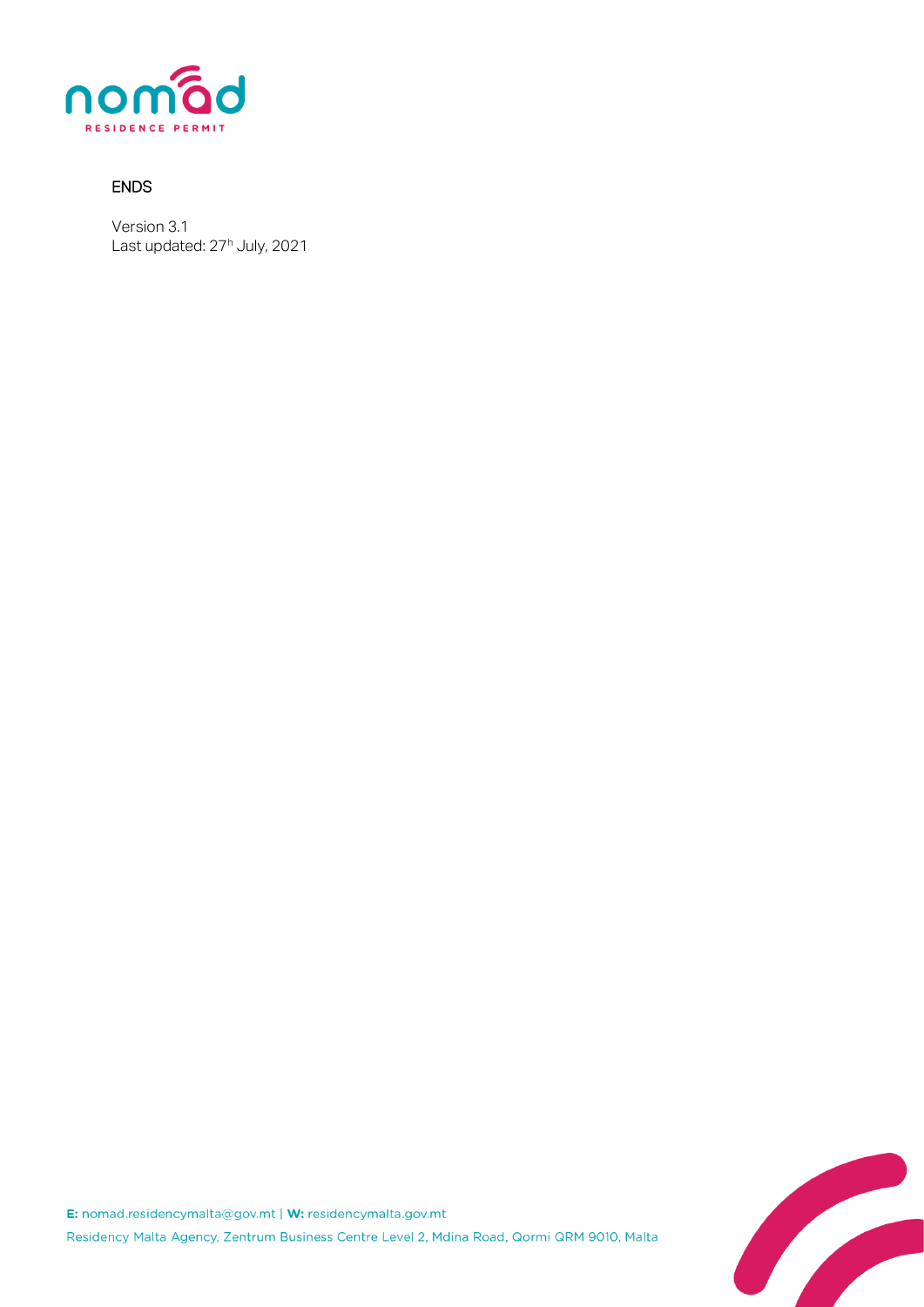ENDS

Version 3.1
Last updated: 27[h] July, 2021